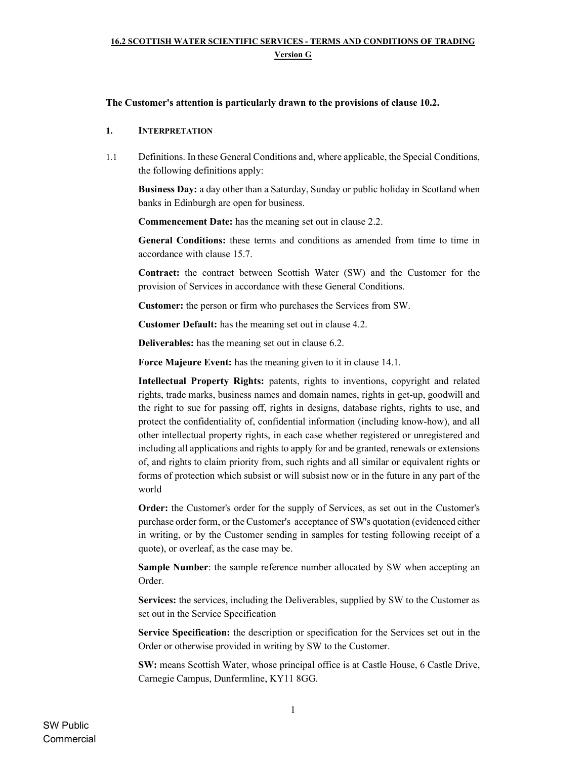**16.2 SCOTTISH WATER SCIENTIFIC SERVICES - TERMS AND CONDITIONS OF TRADING**

**Version G**

**The Customer's attention is particularly drawn to the provisions of clause 10.2.**

## 1. INTERPRETATION

1.1 Definitions. In these General Conditions and, where applicable, the Special Conditions, the following definitions apply:

**Business Day:** a day other than a Saturday, Sunday or public holiday in Scotland when banks in Edinburgh are open for business.

**Commencement Date:** has the meaning set out in clause 2.2.

**General Conditions:** these terms and conditions as amended from time to time in accordance with clause 15.7.

**Contract:** the contract between Scottish Water (SW) and the Customer for the provision of Services in accordance with these General Conditions.

**Customer:** the person or firm who purchases the Services from SW.

**Customer Default:** has the meaning set out in clause 4.2.

**Deliverables:** has the meaning set out in clause 6.2.

**Force Majeure Event:** has the meaning given to it in clause 14.1.

**Intellectual Property Rights:** patents, rights to inventions, copyright and related rights, trade marks, business names and domain names, rights in get-up, goodwill and the right to sue for passing off, rights in designs, database rights, rights to use, and protect the confidentiality of, confidential information (including know-how), and all other intellectual property rights, in each case whether registered or unregistered and including all applications and rights to apply for and be granted, renewals or extensions of, and rights to claim priority from, such rights and all similar or equivalent rights or forms of protection which subsist or will subsist now or in the future in any part of the world

**Order:** the Customer's order for the supply of Services, as set out in the Customer's purchase order form, or the Customer's acceptance of SW's quotation (evidenced either in writing, or by the Customer sending in samples for testing following receipt of a quote), or overleaf, as the case may be.

**Sample Number**: the sample reference number allocated by SW when accepting an Order.

**Services:** the services, including the Deliverables, supplied by SW to the Customer as set out in the Service Specification

**Service Specification:** the description or specification for the Services set out in the Order or otherwise provided in writing by SW to the Customer.

**SW:** means Scottish Water, whose principal office is at Castle House, 6 Castle Drive, Carnegie Campus, Dunfermline, KY11 8GG.

SW Public Commercial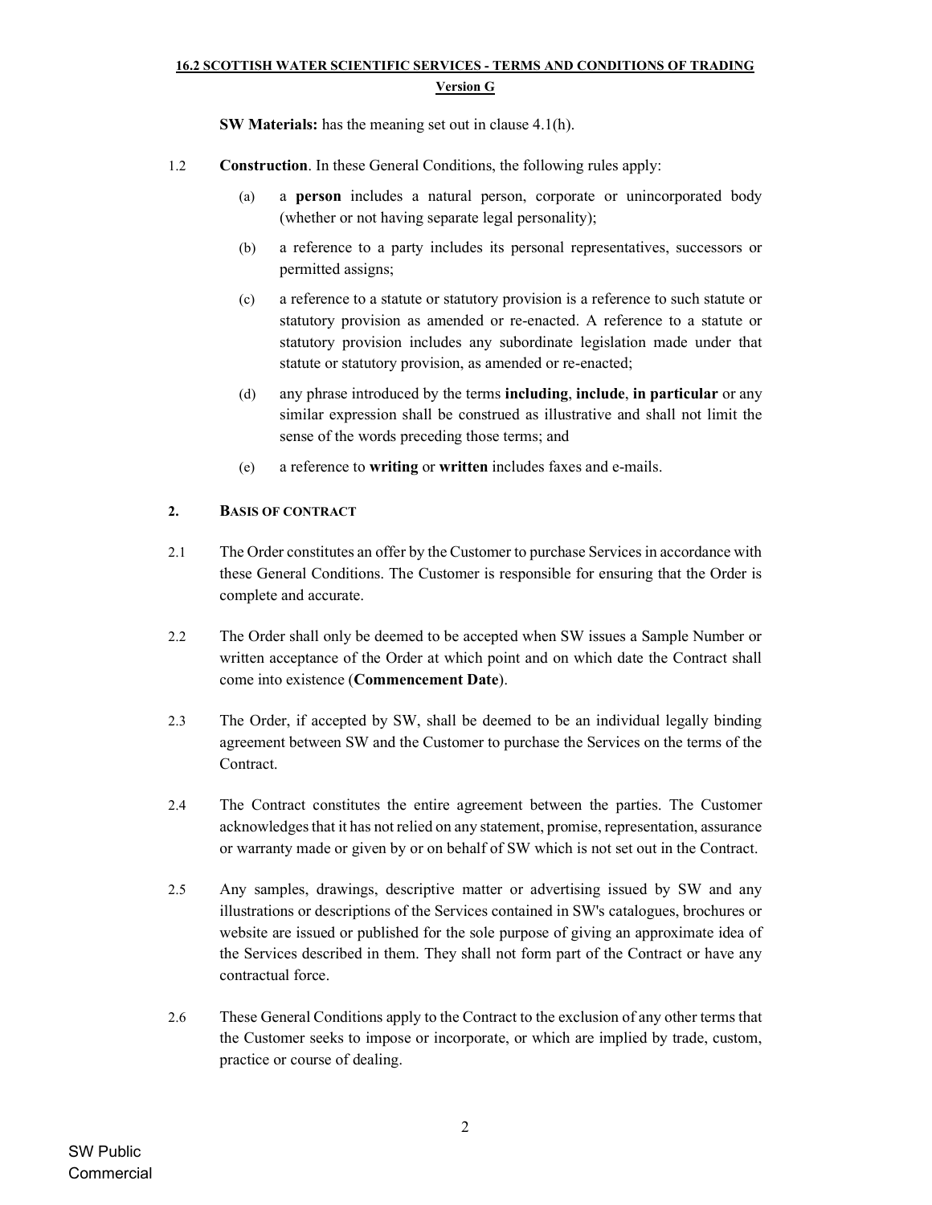**SW Materials:** has the meaning set out in clause 4.1(h).

1.2 **Construction**. In these General Conditions, the following rules apply:

(a) a **person** includes a natural person, corporate or unincorporated body (whether or not having separate legal personality);

(b) a reference to a party includes its personal representatives, successors or permitted assigns;

(c) a reference to a statute or statutory provision is a reference to such statute or statutory provision as amended or re-enacted. A reference to a statute or statutory provision includes any subordinate legislation made under that statute or statutory provision, as amended or re-enacted;

(d) any phrase introduced by the terms **including**, **include**, **in particular** or any similar expression shall be construed as illustrative and shall not limit the sense of the words preceding those terms; and

(e) a reference to **writing** or **written** includes faxes and e-mails.

## 2. BASIS OF CONTRACT

2.1 The Order constitutes an offer by the Customer to purchase Services in accordance with these General Conditions. The Customer is responsible for ensuring that the Order is complete and accurate.

2.2 The Order shall only be deemed to be accepted when SW issues a Sample Number or written acceptance of the Order at which point and on which date the Contract shall come into existence (**Commencement Date**).

2.3 The Order, if accepted by SW, shall be deemed to be an individual legally binding agreement between SW and the Customer to purchase the Services on the terms of the Contract.

2.4 The Contract constitutes the entire agreement between the parties. The Customer acknowledges that it has not relied on any statement, promise, representation, assurance or warranty made or given by or on behalf of SW which is not set out in the Contract.

2.5 Any samples, drawings, descriptive matter or advertising issued by SW and any illustrations or descriptions of the Services contained in SW's catalogues, brochures or website are issued or published for the sole purpose of giving an approximate idea of the Services described in them. They shall not form part of the Contract or have any contractual force.

2.6 These General Conditions apply to the Contract to the exclusion of any other terms that the Customer seeks to impose or incorporate, or which are implied by trade, custom, practice or course of dealing.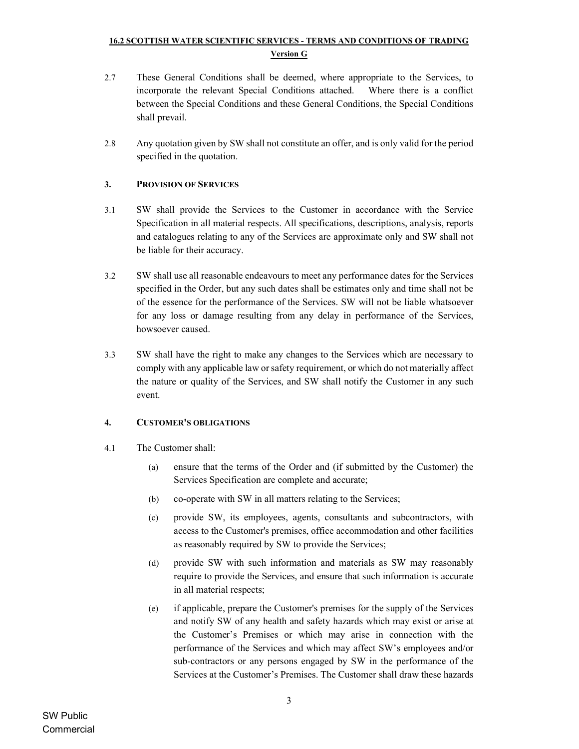2.7 These General Conditions shall be deemed, where appropriate to the Services, to incorporate the relevant Special Conditions attached. Where there is a conflict between the Special Conditions and these General Conditions, the Special Conditions shall prevail.

2.8 Any quotation given by SW shall not constitute an offer, and is only valid for the period specified in the quotation.

### 3. PROVISION OF SERVICES

3.1 SW shall provide the Services to the Customer in accordance with the Service Specification in all material respects. All specifications, descriptions, analysis, reports and catalogues relating to any of the Services are approximate only and SW shall not be liable for their accuracy.

3.2 SW shall use all reasonable endeavours to meet any performance dates for the Services specified in the Order, but any such dates shall be estimates only and time shall not be of the essence for the performance of the Services. SW will not be liable whatsoever for any loss or damage resulting from any delay in performance of the Services, howsoever caused.

3.3 SW shall have the right to make any changes to the Services which are necessary to comply with any applicable law or safety requirement, or which do not materially affect the nature or quality of the Services, and SW shall notify the Customer in any such event.

### 4. CUSTOMER'S OBLIGATIONS

4.1 The Customer shall:

(a) ensure that the terms of the Order and (if submitted by the Customer) the Services Specification are complete and accurate;

(b) co-operate with SW in all matters relating to the Services;

(c) provide SW, its employees, agents, consultants and subcontractors, with access to the Customer's premises, office accommodation and other facilities as reasonably required by SW to provide the Services;

(d) provide SW with such information and materials as SW may reasonably require to provide the Services, and ensure that such information is accurate in all material respects;

(e) if applicable, prepare the Customer's premises for the supply of the Services and notify SW of any health and safety hazards which may exist or arise at the Customer's Premises or which may arise in connection with the performance of the Services and which may affect SW's employees and/or sub-contractors or any persons engaged by SW in the performance of the Services at the Customer's Premises. The Customer shall draw these hazards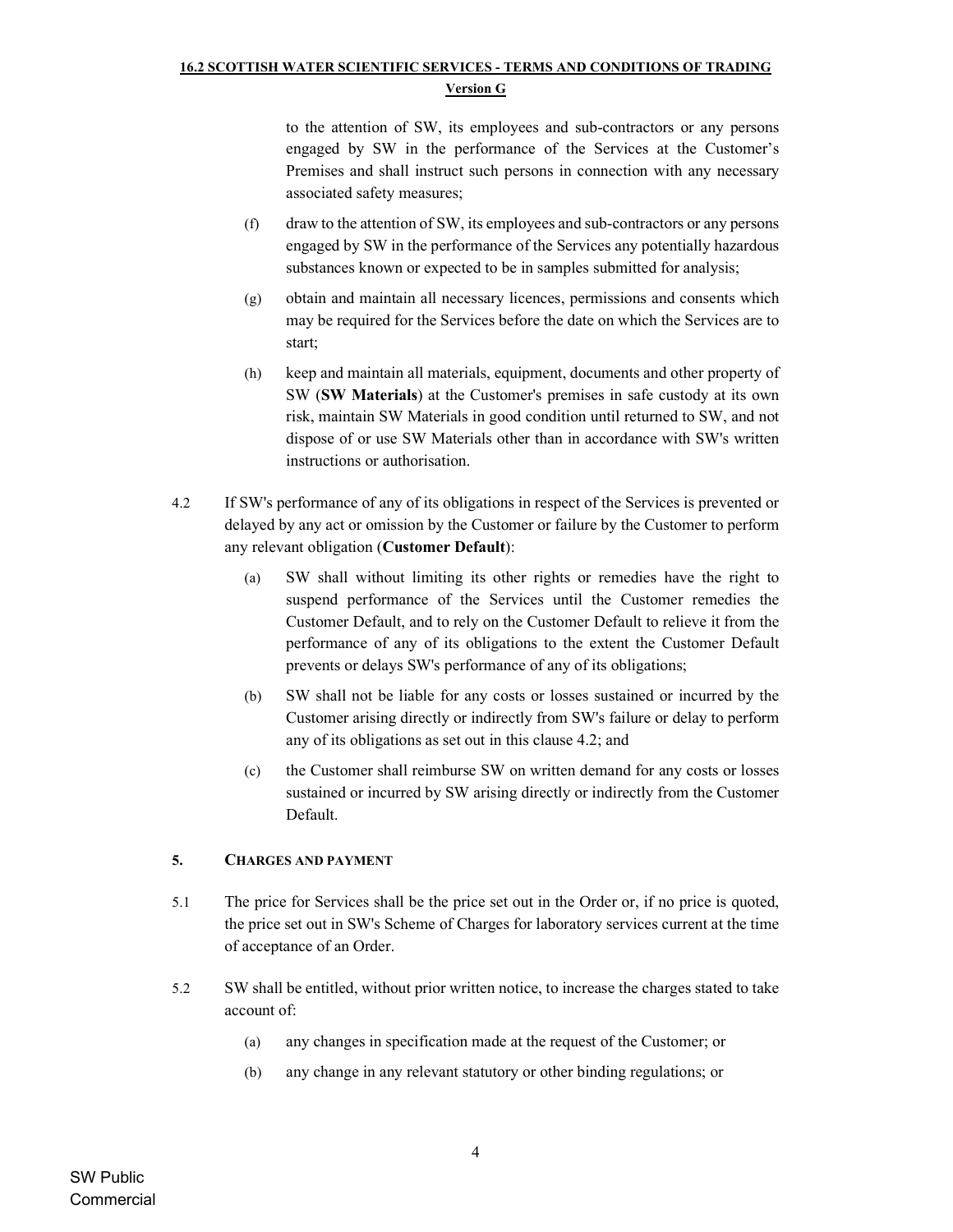to the attention of SW, its employees and sub-contractors or any persons engaged by SW in the performance of the Services at the Customer's Premises and shall instruct such persons in connection with any necessary associated safety measures;

(f) draw to the attention of SW, its employees and sub-contractors or any persons engaged by SW in the performance of the Services any potentially hazardous substances known or expected to be in samples submitted for analysis;

(g) obtain and maintain all necessary licences, permissions and consents which may be required for the Services before the date on which the Services are to start;

(h) keep and maintain all materials, equipment, documents and other property of SW (**SW Materials**) at the Customer's premises in safe custody at its own risk, maintain SW Materials in good condition until returned to SW, and not dispose of or use SW Materials other than in accordance with SW's written instructions or authorisation.

4.2 If SW's performance of any of its obligations in respect of the Services is prevented or delayed by any act or omission by the Customer or failure by the Customer to perform any relevant obligation (**Customer Default**):

(a) SW shall without limiting its other rights or remedies have the right to suspend performance of the Services until the Customer remedies the Customer Default, and to rely on the Customer Default to relieve it from the performance of any of its obligations to the extent the Customer Default prevents or delays SW's performance of any of its obligations;

(b) SW shall not be liable for any costs or losses sustained or incurred by the Customer arising directly or indirectly from SW's failure or delay to perform any of its obligations as set out in this clause 4.2; and

(c) the Customer shall reimburse SW on written demand for any costs or losses sustained or incurred by SW arising directly or indirectly from the Customer Default.

## 5. CHARGES AND PAYMENT

5.1 The price for Services shall be the price set out in the Order or, if no price is quoted, the price set out in SW's Scheme of Charges for laboratory services current at the time of acceptance of an Order.

5.2 SW shall be entitled, without prior written notice, to increase the charges stated to take account of:

(a) any changes in specification made at the request of the Customer; or

(b) any change in any relevant statutory or other binding regulations; or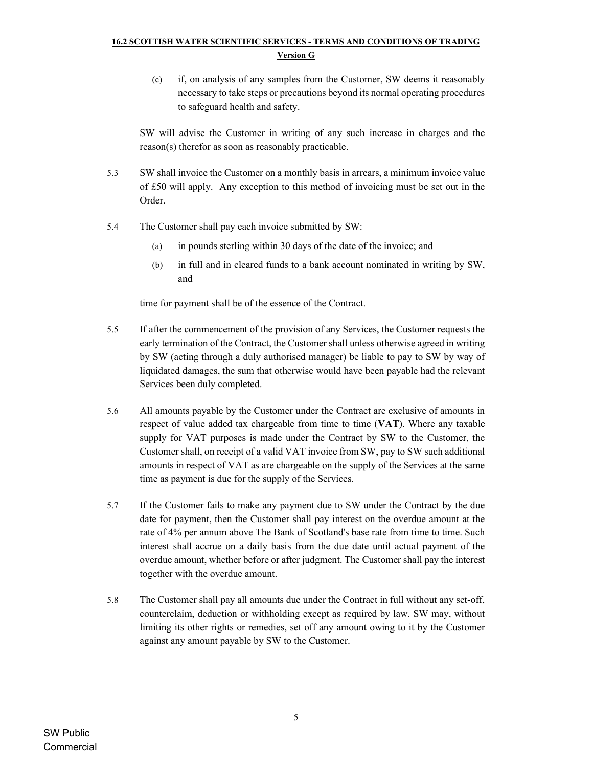(c) if, on analysis of any samples from the Customer, SW deems it reasonably necessary to take steps or precautions beyond its normal operating procedures to safeguard health and safety.

SW will advise the Customer in writing of any such increase in charges and the reason(s) therefor as soon as reasonably practicable.

5.3 SW shall invoice the Customer on a monthly basis in arrears, a minimum invoice value of £50 will apply. Any exception to this method of invoicing must be set out in the Order.

5.4 The Customer shall pay each invoice submitted by SW:

(a) in pounds sterling within 30 days of the date of the invoice; and

(b) in full and in cleared funds to a bank account nominated in writing by SW, and

time for payment shall be of the essence of the Contract.

5.5 If after the commencement of the provision of any Services, the Customer requests the early termination of the Contract, the Customer shall unless otherwise agreed in writing by SW (acting through a duly authorised manager) be liable to pay to SW by way of liquidated damages, the sum that otherwise would have been payable had the relevant Services been duly completed.

5.6 All amounts payable by the Customer under the Contract are exclusive of amounts in respect of value added tax chargeable from time to time (**VAT**). Where any taxable supply for VAT purposes is made under the Contract by SW to the Customer, the Customer shall, on receipt of a valid VAT invoice from SW, pay to SW such additional amounts in respect of VAT as are chargeable on the supply of the Services at the same time as payment is due for the supply of the Services.

5.7 If the Customer fails to make any payment due to SW under the Contract by the due date for payment, then the Customer shall pay interest on the overdue amount at the rate of 4% per annum above The Bank of Scotland's base rate from time to time. Such interest shall accrue on a daily basis from the due date until actual payment of the overdue amount, whether before or after judgment. The Customer shall pay the interest together with the overdue amount.

5.8 The Customer shall pay all amounts due under the Contract in full without any set-off, counterclaim, deduction or withholding except as required by law. SW may, without limiting its other rights or remedies, set off any amount owing to it by the Customer against any amount payable by SW to the Customer.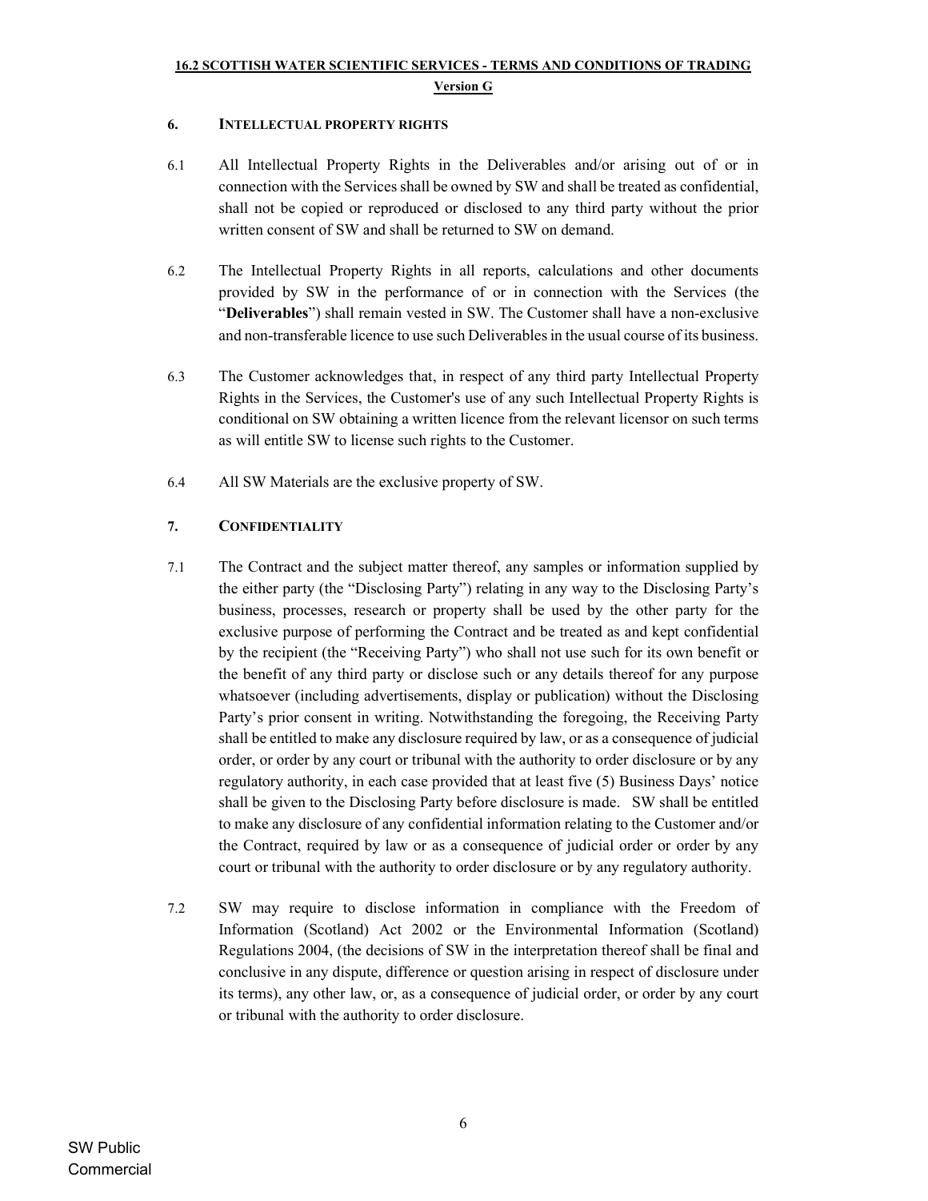## 6. INTELLECTUAL PROPERTY RIGHTS

6.1 All Intellectual Property Rights in the Deliverables and/or arising out of or in connection with the Services shall be owned by SW and shall be treated as confidential, shall not be copied or reproduced or disclosed to any third party without the prior written consent of SW and shall be returned to SW on demand.

6.2 The Intellectual Property Rights in all reports, calculations and other documents provided by SW in the performance of or in connection with the Services (the "**Deliverables**") shall remain vested in SW. The Customer shall have a non-exclusive and non-transferable licence to use such Deliverables in the usual course of its business.

6.3 The Customer acknowledges that, in respect of any third party Intellectual Property Rights in the Services, the Customer's use of any such Intellectual Property Rights is conditional on SW obtaining a written licence from the relevant licensor on such terms as will entitle SW to license such rights to the Customer.

6.4 All SW Materials are the exclusive property of SW.

## 7. CONFIDENTIALITY

7.1 The Contract and the subject matter thereof, any samples or information supplied by the either party (the "Disclosing Party") relating in any way to the Disclosing Party's business, processes, research or property shall be used by the other party for the exclusive purpose of performing the Contract and be treated as and kept confidential by the recipient (the "Receiving Party") who shall not use such for its own benefit or the benefit of any third party or disclose such or any details thereof for any purpose whatsoever (including advertisements, display or publication) without the Disclosing Party's prior consent in writing. Notwithstanding the foregoing, the Receiving Party shall be entitled to make any disclosure required by law, or as a consequence of judicial order, or order by any court or tribunal with the authority to order disclosure or by any regulatory authority, in each case provided that at least five (5) Business Days' notice shall be given to the Disclosing Party before disclosure is made. SW shall be entitled to make any disclosure of any confidential information relating to the Customer and/or the Contract, required by law or as a consequence of judicial order or order by any court or tribunal with the authority to order disclosure or by any regulatory authority.

7.2 SW may require to disclose information in compliance with the Freedom of Information (Scotland) Act 2002 or the Environmental Information (Scotland) Regulations 2004, (the decisions of SW in the interpretation thereof shall be final and conclusive in any dispute, difference or question arising in respect of disclosure under its terms), any other law, or, as a consequence of judicial order, or order by any court or tribunal with the authority to order disclosure.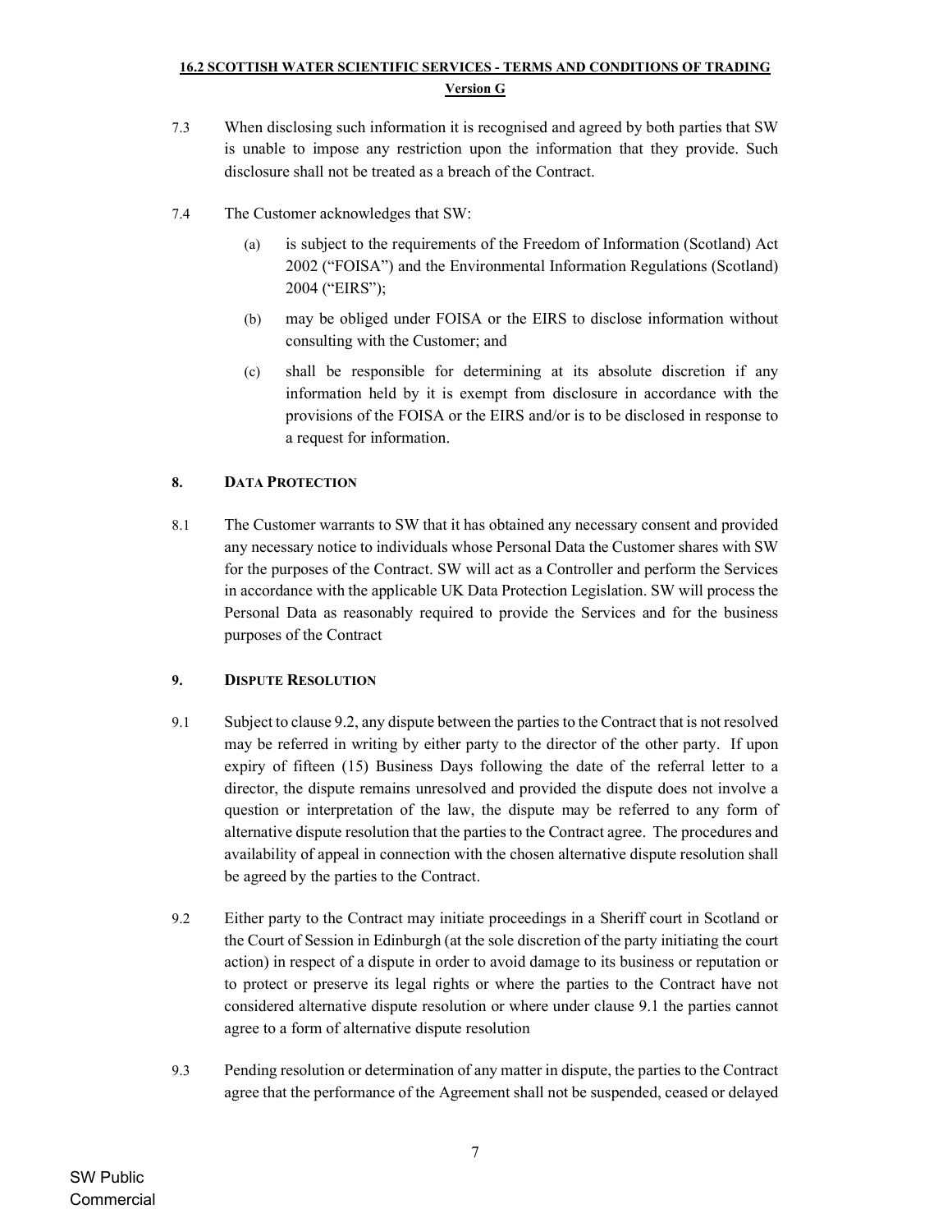7.3 When disclosing such information it is recognised and agreed by both parties that SW is unable to impose any restriction upon the information that they provide. Such disclosure shall not be treated as a breach of the Contract.

7.4 The Customer acknowledges that SW:

(a) is subject to the requirements of the Freedom of Information (Scotland) Act 2002 ("FOISA") and the Environmental Information Regulations (Scotland) 2004 ("EIRS");

(b) may be obliged under FOISA or the EIRS to disclose information without consulting with the Customer; and

(c) shall be responsible for determining at its absolute discretion if any information held by it is exempt from disclosure in accordance with the provisions of the FOISA or the EIRS and/or is to be disclosed in response to a request for information.

## 8. DATA PROTECTION

8.1 The Customer warrants to SW that it has obtained any necessary consent and provided any necessary notice to individuals whose Personal Data the Customer shares with SW for the purposes of the Contract. SW will act as a Controller and perform the Services in accordance with the applicable UK Data Protection Legislation. SW will process the Personal Data as reasonably required to provide the Services and for the business purposes of the Contract

## 9. DISPUTE RESOLUTION

9.1 Subject to clause 9.2, any dispute between the parties to the Contract that is not resolved may be referred in writing by either party to the director of the other party. If upon expiry of fifteen (15) Business Days following the date of the referral letter to a director, the dispute remains unresolved and provided the dispute does not involve a question or interpretation of the law, the dispute may be referred to any form of alternative dispute resolution that the parties to the Contract agree. The procedures and availability of appeal in connection with the chosen alternative dispute resolution shall be agreed by the parties to the Contract.

9.2 Either party to the Contract may initiate proceedings in a Sheriff court in Scotland or the Court of Session in Edinburgh (at the sole discretion of the party initiating the court action) in respect of a dispute in order to avoid damage to its business or reputation or to protect or preserve its legal rights or where the parties to the Contract have not considered alternative dispute resolution or where under clause 9.1 the parties cannot agree to a form of alternative dispute resolution

9.3 Pending resolution or determination of any matter in dispute, the parties to the Contract agree that the performance of the Agreement shall not be suspended, ceased or delayed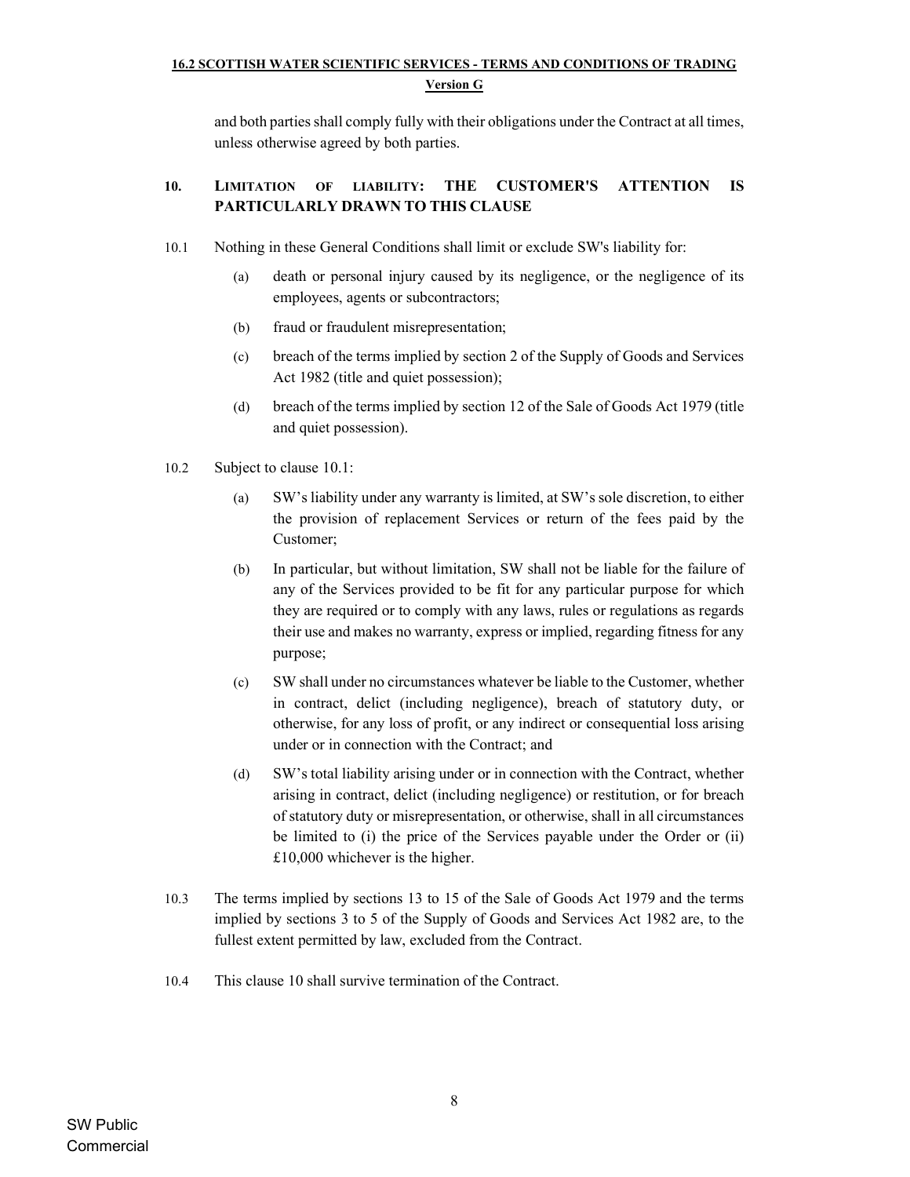and both parties shall comply fully with their obligations under the Contract at all times, unless otherwise agreed by both parties.

## 10. LIMITATION OF LIABILITY: THE CUSTOMER'S ATTENTION IS PARTICULARLY DRAWN TO THIS CLAUSE

10.1 Nothing in these General Conditions shall limit or exclude SW's liability for:

(a) death or personal injury caused by its negligence, or the negligence of its employees, agents or subcontractors;

(b) fraud or fraudulent misrepresentation;

(c) breach of the terms implied by section 2 of the Supply of Goods and Services Act 1982 (title and quiet possession);

(d) breach of the terms implied by section 12 of the Sale of Goods Act 1979 (title and quiet possession).

10.2 Subject to clause 10.1:

(a) SW's liability under any warranty is limited, at SW's sole discretion, to either the provision of replacement Services or return of the fees paid by the Customer;

(b) In particular, but without limitation, SW shall not be liable for the failure of any of the Services provided to be fit for any particular purpose for which they are required or to comply with any laws, rules or regulations as regards their use and makes no warranty, express or implied, regarding fitness for any purpose;

(c) SW shall under no circumstances whatever be liable to the Customer, whether in contract, delict (including negligence), breach of statutory duty, or otherwise, for any loss of profit, or any indirect or consequential loss arising under or in connection with the Contract; and

(d) SW's total liability arising under or in connection with the Contract, whether arising in contract, delict (including negligence) or restitution, or for breach of statutory duty or misrepresentation, or otherwise, shall in all circumstances be limited to (i) the price of the Services payable under the Order or (ii) £10,000 whichever is the higher.

10.3 The terms implied by sections 13 to 15 of the Sale of Goods Act 1979 and the terms implied by sections 3 to 5 of the Supply of Goods and Services Act 1982 are, to the fullest extent permitted by law, excluded from the Contract.

10.4 This clause 10 shall survive termination of the Contract.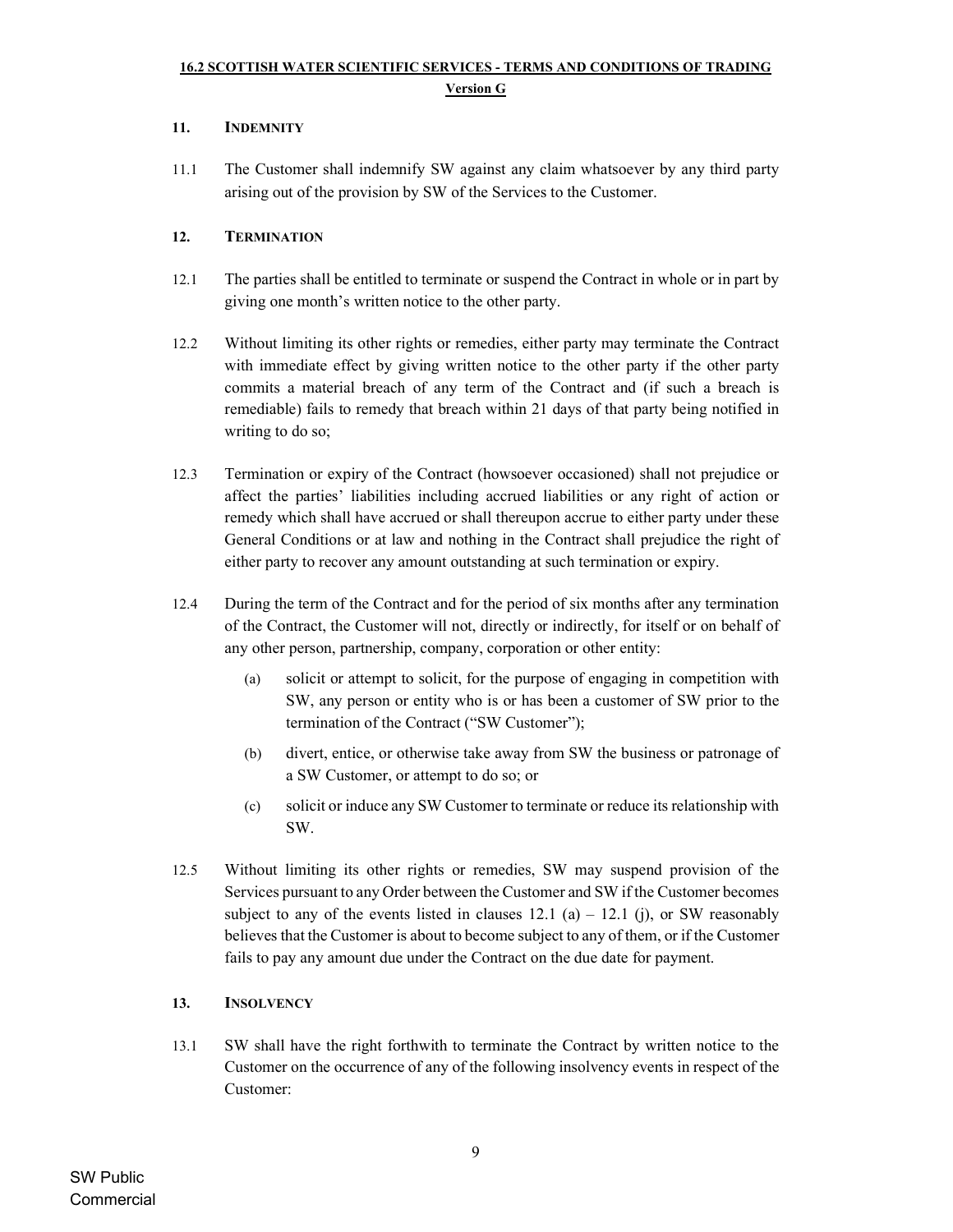## 11. INDEMNITY

11.1 The Customer shall indemnify SW against any claim whatsoever by any third party arising out of the provision by SW of the Services to the Customer.

## 12. TERMINATION

12.1 The parties shall be entitled to terminate or suspend the Contract in whole or in part by giving one month's written notice to the other party.

12.2 Without limiting its other rights or remedies, either party may terminate the Contract with immediate effect by giving written notice to the other party if the other party commits a material breach of any term of the Contract and (if such a breach is remediable) fails to remedy that breach within 21 days of that party being notified in writing to do so;

12.3 Termination or expiry of the Contract (howsoever occasioned) shall not prejudice or affect the parties' liabilities including accrued liabilities or any right of action or remedy which shall have accrued or shall thereupon accrue to either party under these General Conditions or at law and nothing in the Contract shall prejudice the right of either party to recover any amount outstanding at such termination or expiry.

12.4 During the term of the Contract and for the period of six months after any termination of the Contract, the Customer will not, directly or indirectly, for itself or on behalf of any other person, partnership, company, corporation or other entity:

(a) solicit or attempt to solicit, for the purpose of engaging in competition with SW, any person or entity who is or has been a customer of SW prior to the termination of the Contract ("SW Customer");

(b) divert, entice, or otherwise take away from SW the business or patronage of a SW Customer, or attempt to do so; or

(c) solicit or induce any SW Customer to terminate or reduce its relationship with SW.

12.5 Without limiting its other rights or remedies, SW may suspend provision of the Services pursuant to any Order between the Customer and SW if the Customer becomes subject to any of the events listed in clauses 12.1 (a) – 12.1 (j), or SW reasonably believes that the Customer is about to become subject to any of them, or if the Customer fails to pay any amount due under the Contract on the due date for payment.

## 13. INSOLVENCY

13.1 SW shall have the right forthwith to terminate the Contract by written notice to the Customer on the occurrence of any of the following insolvency events in respect of the Customer: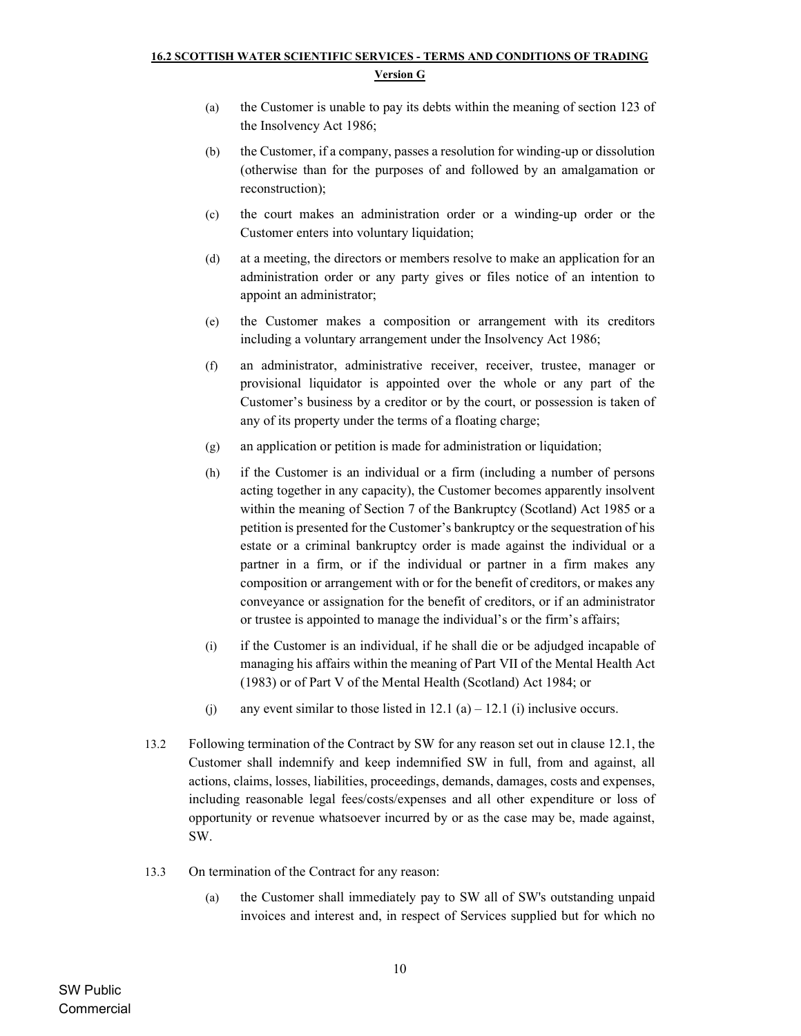(a) the Customer is unable to pay its debts within the meaning of section 123 of the Insolvency Act 1986;

(b) the Customer, if a company, passes a resolution for winding-up or dissolution (otherwise than for the purposes of and followed by an amalgamation or reconstruction);

(c) the court makes an administration order or a winding-up order or the Customer enters into voluntary liquidation;

(d) at a meeting, the directors or members resolve to make an application for an administration order or any party gives or files notice of an intention to appoint an administrator;

(e) the Customer makes a composition or arrangement with its creditors including a voluntary arrangement under the Insolvency Act 1986;

(f) an administrator, administrative receiver, receiver, trustee, manager or provisional liquidator is appointed over the whole or any part of the Customer's business by a creditor or by the court, or possession is taken of any of its property under the terms of a floating charge;

(g) an application or petition is made for administration or liquidation;

(h) if the Customer is an individual or a firm (including a number of persons acting together in any capacity), the Customer becomes apparently insolvent within the meaning of Section 7 of the Bankruptcy (Scotland) Act 1985 or a petition is presented for the Customer's bankruptcy or the sequestration of his estate or a criminal bankruptcy order is made against the individual or a partner in a firm, or if the individual or partner in a firm makes any composition or arrangement with or for the benefit of creditors, or makes any conveyance or assignation for the benefit of creditors, or if an administrator or trustee is appointed to manage the individual's or the firm's affairs;

(i) if the Customer is an individual, if he shall die or be adjudged incapable of managing his affairs within the meaning of Part VII of the Mental Health Act (1983) or of Part V of the Mental Health (Scotland) Act 1984; or

(j) any event similar to those listed in 12.1 (a) – 12.1 (i) inclusive occurs.

13.2 Following termination of the Contract by SW for any reason set out in clause 12.1, the Customer shall indemnify and keep indemnified SW in full, from and against, all actions, claims, losses, liabilities, proceedings, demands, damages, costs and expenses, including reasonable legal fees/costs/expenses and all other expenditure or loss of opportunity or revenue whatsoever incurred by or as the case may be, made against, SW.

13.3 On termination of the Contract for any reason:

(a) the Customer shall immediately pay to SW all of SW's outstanding unpaid invoices and interest and, in respect of Services supplied but for which no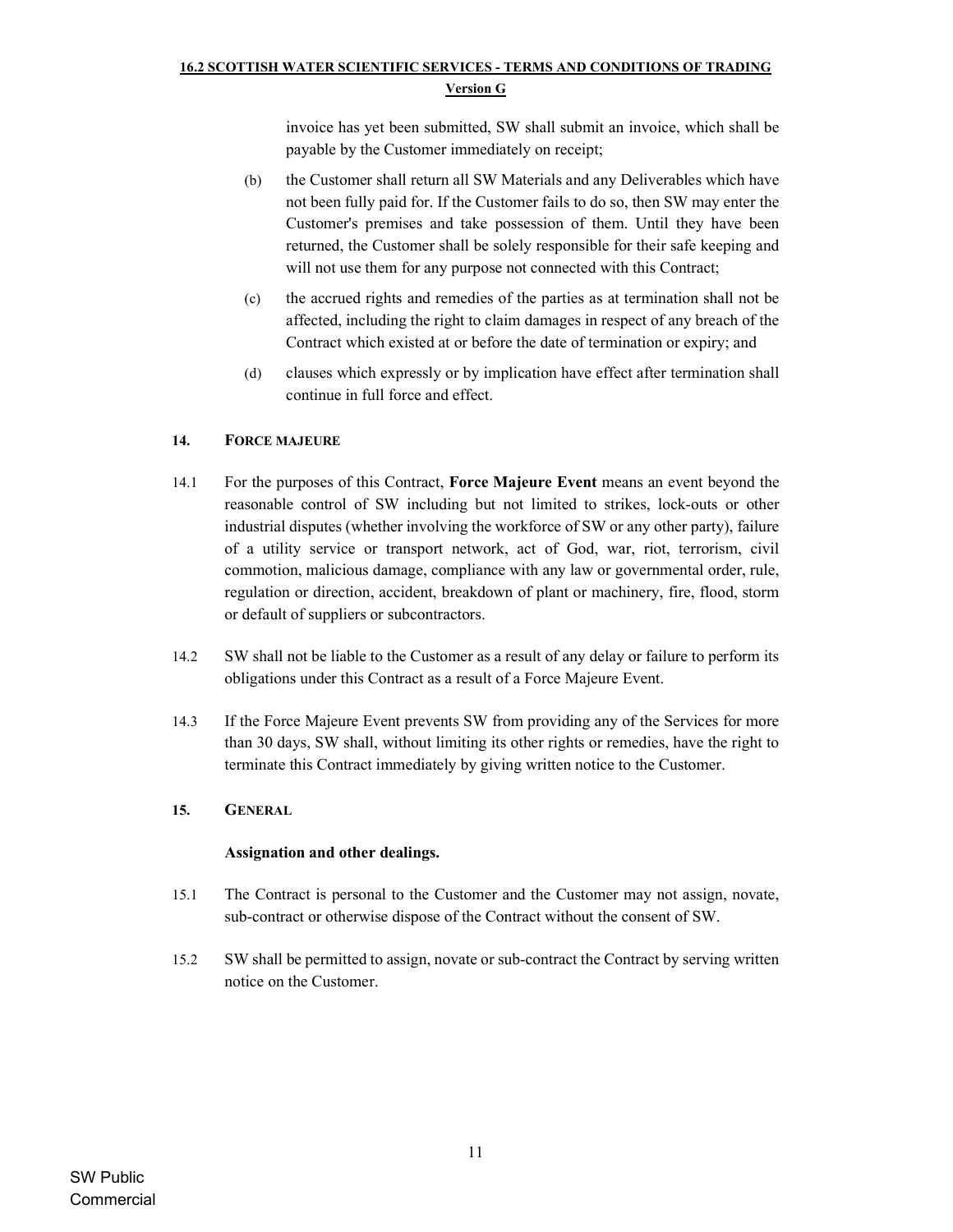invoice has yet been submitted, SW shall submit an invoice, which shall be payable by the Customer immediately on receipt;

(b) the Customer shall return all SW Materials and any Deliverables which have not been fully paid for. If the Customer fails to do so, then SW may enter the Customer's premises and take possession of them. Until they have been returned, the Customer shall be solely responsible for their safe keeping and will not use them for any purpose not connected with this Contract;

(c) the accrued rights and remedies of the parties as at termination shall not be affected, including the right to claim damages in respect of any breach of the Contract which existed at or before the date of termination or expiry; and

(d) clauses which expressly or by implication have effect after termination shall continue in full force and effect.

## 14. FORCE MAJEURE

14.1 For the purposes of this Contract, **Force Majeure Event** means an event beyond the reasonable control of SW including but not limited to strikes, lock-outs or other industrial disputes (whether involving the workforce of SW or any other party), failure of a utility service or transport network, act of God, war, riot, terrorism, civil commotion, malicious damage, compliance with any law or governmental order, rule, regulation or direction, accident, breakdown of plant or machinery, fire, flood, storm or default of suppliers or subcontractors.

14.2 SW shall not be liable to the Customer as a result of any delay or failure to perform its obligations under this Contract as a result of a Force Majeure Event.

14.3 If the Force Majeure Event prevents SW from providing any of the Services for more than 30 days, SW shall, without limiting its other rights or remedies, have the right to terminate this Contract immediately by giving written notice to the Customer.

## 15. GENERAL

**Assignation and other dealings.**

15.1 The Contract is personal to the Customer and the Customer may not assign, novate, sub-contract or otherwise dispose of the Contract without the consent of SW.

15.2 SW shall be permitted to assign, novate or sub-contract the Contract by serving written notice on the Customer.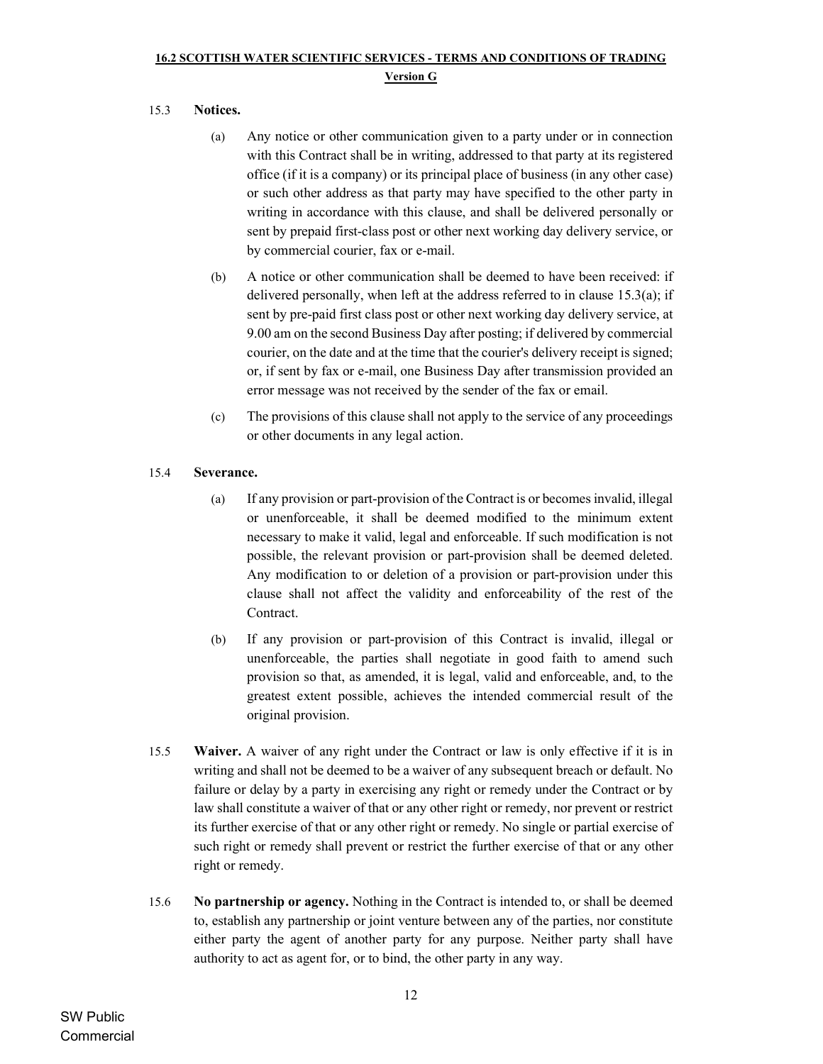15.3 **Notices.**

(a) Any notice or other communication given to a party under or in connection with this Contract shall be in writing, addressed to that party at its registered office (if it is a company) or its principal place of business (in any other case) or such other address as that party may have specified to the other party in writing in accordance with this clause, and shall be delivered personally or sent by prepaid first-class post or other next working day delivery service, or by commercial courier, fax or e-mail.

(b) A notice or other communication shall be deemed to have been received: if delivered personally, when left at the address referred to in clause 15.3(a); if sent by pre-paid first class post or other next working day delivery service, at 9.00 am on the second Business Day after posting; if delivered by commercial courier, on the date and at the time that the courier's delivery receipt is signed; or, if sent by fax or e-mail, one Business Day after transmission provided an error message was not received by the sender of the fax or email.

(c) The provisions of this clause shall not apply to the service of any proceedings or other documents in any legal action.

15.4 **Severance.**

(a) If any provision or part-provision of the Contract is or becomes invalid, illegal or unenforceable, it shall be deemed modified to the minimum extent necessary to make it valid, legal and enforceable. If such modification is not possible, the relevant provision or part-provision shall be deemed deleted. Any modification to or deletion of a provision or part-provision under this clause shall not affect the validity and enforceability of the rest of the Contract.

(b) If any provision or part-provision of this Contract is invalid, illegal or unenforceable, the parties shall negotiate in good faith to amend such provision so that, as amended, it is legal, valid and enforceable, and, to the greatest extent possible, achieves the intended commercial result of the original provision.

15.5 **Waiver.** A waiver of any right under the Contract or law is only effective if it is in writing and shall not be deemed to be a waiver of any subsequent breach or default. No failure or delay by a party in exercising any right or remedy under the Contract or by law shall constitute a waiver of that or any other right or remedy, nor prevent or restrict its further exercise of that or any other right or remedy. No single or partial exercise of such right or remedy shall prevent or restrict the further exercise of that or any other right or remedy.

15.6 **No partnership or agency.** Nothing in the Contract is intended to, or shall be deemed to, establish any partnership or joint venture between any of the parties, nor constitute either party the agent of another party for any purpose. Neither party shall have authority to act as agent for, or to bind, the other party in any way.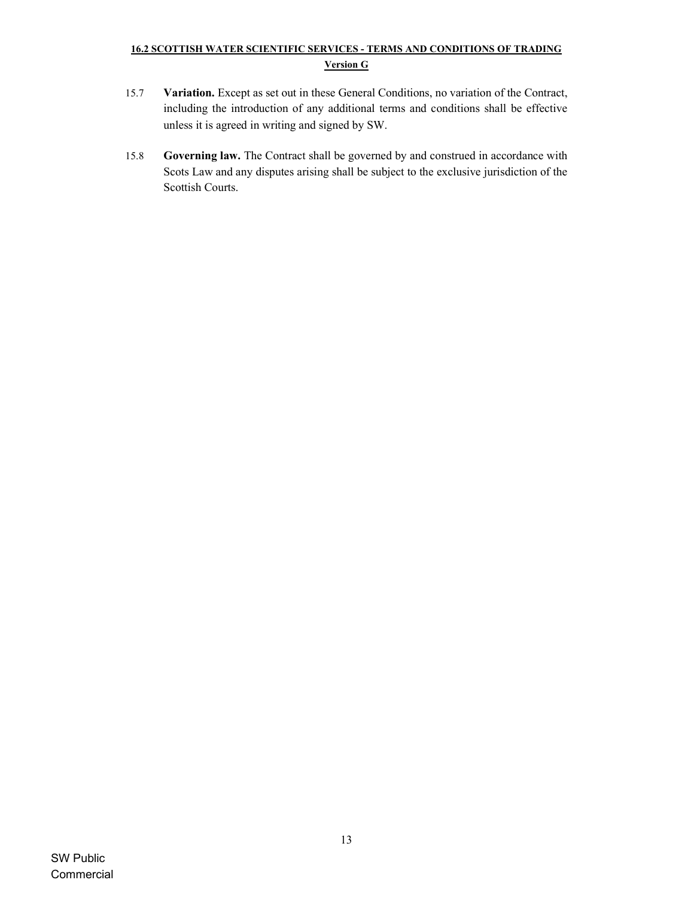15.7 **Variation.** Except as set out in these General Conditions, no variation of the Contract, including the introduction of any additional terms and conditions shall be effective unless it is agreed in writing and signed by SW.

15.8 **Governing law.** The Contract shall be governed by and construed in accordance with Scots Law and any disputes arising shall be subject to the exclusive jurisdiction of the Scottish Courts.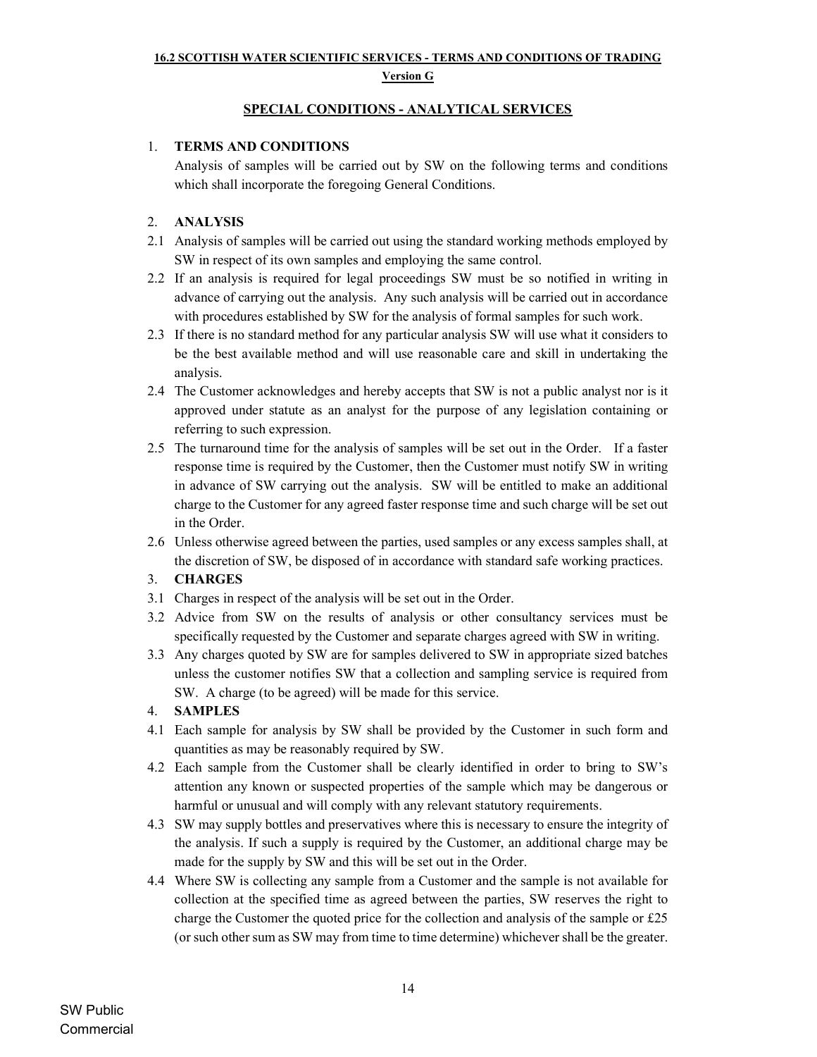**16.2 SCOTTISH WATER SCIENTIFIC SERVICES - TERMS AND CONDITIONS OF TRADING**

**Version G**

## SPECIAL CONDITIONS - ANALYTICAL SERVICES

1. **TERMS AND CONDITIONS**

   Analysis of samples will be carried out by SW on the following terms and conditions which shall incorporate the foregoing General Conditions.

2. **ANALYSIS**

2.1 Analysis of samples will be carried out using the standard working methods employed by SW in respect of its own samples and employing the same control.

2.2 If an analysis is required for legal proceedings SW must be so notified in writing in advance of carrying out the analysis. Any such analysis will be carried out in accordance with procedures established by SW for the analysis of formal samples for such work.

2.3 If there is no standard method for any particular analysis SW will use what it considers to be the best available method and will use reasonable care and skill in undertaking the analysis.

2.4 The Customer acknowledges and hereby accepts that SW is not a public analyst nor is it approved under statute as an analyst for the purpose of any legislation containing or referring to such expression.

2.5 The turnaround time for the analysis of samples will be set out in the Order. If a faster response time is required by the Customer, then the Customer must notify SW in writing in advance of SW carrying out the analysis. SW will be entitled to make an additional charge to the Customer for any agreed faster response time and such charge will be set out in the Order.

2.6 Unless otherwise agreed between the parties, used samples or any excess samples shall, at the discretion of SW, be disposed of in accordance with standard safe working practices.

3. **CHARGES**

3.1 Charges in respect of the analysis will be set out in the Order.

3.2 Advice from SW on the results of analysis or other consultancy services must be specifically requested by the Customer and separate charges agreed with SW in writing.

3.3 Any charges quoted by SW are for samples delivered to SW in appropriate sized batches unless the customer notifies SW that a collection and sampling service is required from SW. A charge (to be agreed) will be made for this service.

4. **SAMPLES**

4.1 Each sample for analysis by SW shall be provided by the Customer in such form and quantities as may be reasonably required by SW.

4.2 Each sample from the Customer shall be clearly identified in order to bring to SW's attention any known or suspected properties of the sample which may be dangerous or harmful or unusual and will comply with any relevant statutory requirements.

4.3 SW may supply bottles and preservatives where this is necessary to ensure the integrity of the analysis. If such a supply is required by the Customer, an additional charge may be made for the supply by SW and this will be set out in the Order.

4.4 Where SW is collecting any sample from a Customer and the sample is not available for collection at the specified time as agreed between the parties, SW reserves the right to charge the Customer the quoted price for the collection and analysis of the sample or £25 (or such other sum as SW may from time to time determine) whichever shall be the greater.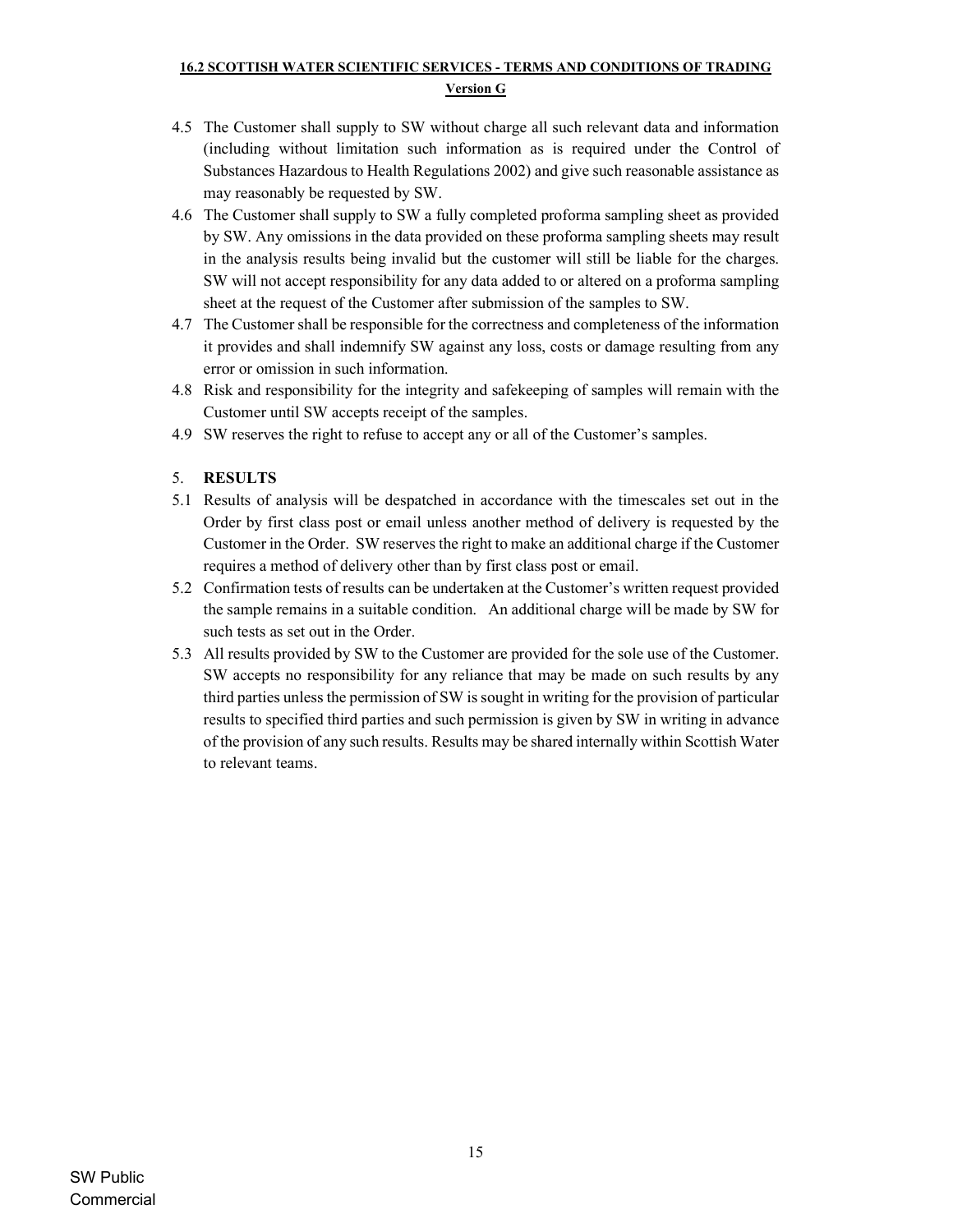4.5 The Customer shall supply to SW without charge all such relevant data and information (including without limitation such information as is required under the Control of Substances Hazardous to Health Regulations 2002) and give such reasonable assistance as may reasonably be requested by SW.

4.6 The Customer shall supply to SW a fully completed proforma sampling sheet as provided by SW. Any omissions in the data provided on these proforma sampling sheets may result in the analysis results being invalid but the customer will still be liable for the charges. SW will not accept responsibility for any data added to or altered on a proforma sampling sheet at the request of the Customer after submission of the samples to SW.

4.7 The Customer shall be responsible for the correctness and completeness of the information it provides and shall indemnify SW against any loss, costs or damage resulting from any error or omission in such information.

4.8 Risk and responsibility for the integrity and safekeeping of samples will remain with the Customer until SW accepts receipt of the samples.

4.9 SW reserves the right to refuse to accept any or all of the Customer's samples.

## 5. RESULTS

5.1 Results of analysis will be despatched in accordance with the timescales set out in the Order by first class post or email unless another method of delivery is requested by the Customer in the Order. SW reserves the right to make an additional charge if the Customer requires a method of delivery other than by first class post or email.

5.2 Confirmation tests of results can be undertaken at the Customer's written request provided the sample remains in a suitable condition. An additional charge will be made by SW for such tests as set out in the Order.

5.3 All results provided by SW to the Customer are provided for the sole use of the Customer. SW accepts no responsibility for any reliance that may be made on such results by any third parties unless the permission of SW is sought in writing for the provision of particular results to specified third parties and such permission is given by SW in writing in advance of the provision of any such results. Results may be shared internally within Scottish Water to relevant teams.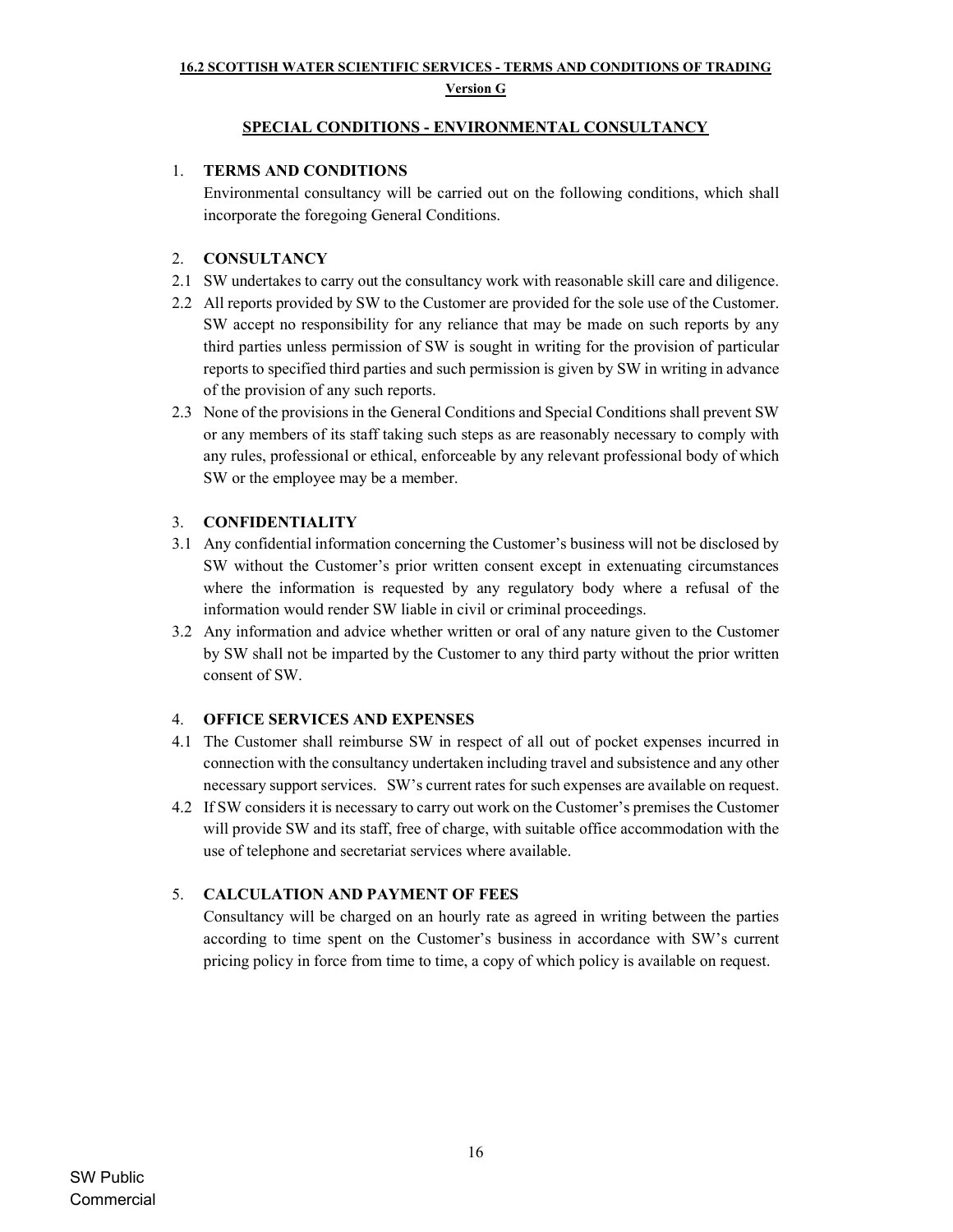**16.2 SCOTTISH WATER SCIENTIFIC SERVICES - TERMS AND CONDITIONS OF TRADING**

**Version G**

## SPECIAL CONDITIONS - ENVIRONMENTAL CONSULTANCY

### 1. TERMS AND CONDITIONS

Environmental consultancy will be carried out on the following conditions, which shall incorporate the foregoing General Conditions.

### 2. CONSULTANCY

2.1 SW undertakes to carry out the consultancy work with reasonable skill care and diligence.

2.2 All reports provided by SW to the Customer are provided for the sole use of the Customer. SW accept no responsibility for any reliance that may be made on such reports by any third parties unless permission of SW is sought in writing for the provision of particular reports to specified third parties and such permission is given by SW in writing in advance of the provision of any such reports.

2.3 None of the provisions in the General Conditions and Special Conditions shall prevent SW or any members of its staff taking such steps as are reasonably necessary to comply with any rules, professional or ethical, enforceable by any relevant professional body of which SW or the employee may be a member.

### 3. CONFIDENTIALITY

3.1 Any confidential information concerning the Customer's business will not be disclosed by SW without the Customer's prior written consent except in extenuating circumstances where the information is requested by any regulatory body where a refusal of the information would render SW liable in civil or criminal proceedings.

3.2 Any information and advice whether written or oral of any nature given to the Customer by SW shall not be imparted by the Customer to any third party without the prior written consent of SW.

### 4. OFFICE SERVICES AND EXPENSES

4.1 The Customer shall reimburse SW in respect of all out of pocket expenses incurred in connection with the consultancy undertaken including travel and subsistence and any other necessary support services. SW's current rates for such expenses are available on request.

4.2 If SW considers it is necessary to carry out work on the Customer's premises the Customer will provide SW and its staff, free of charge, with suitable office accommodation with the use of telephone and secretariat services where available.

### 5. CALCULATION AND PAYMENT OF FEES

Consultancy will be charged on an hourly rate as agreed in writing between the parties according to time spent on the Customer's business in accordance with SW's current pricing policy in force from time to time, a copy of which policy is available on request.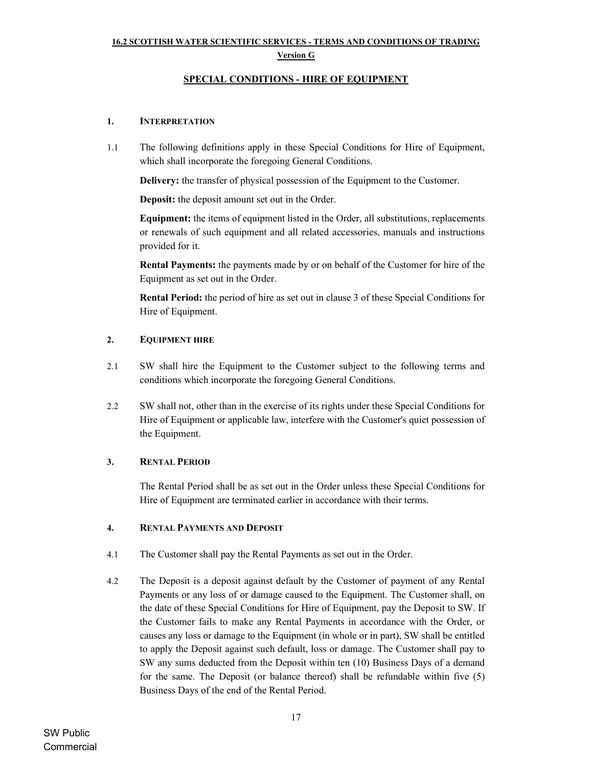**16.2 SCOTTISH WATER SCIENTIFIC SERVICES - TERMS AND CONDITIONS OF TRADING**

**Version G**

## SPECIAL CONDITIONS - HIRE OF EQUIPMENT

### 1. INTERPRETATION

1.1 The following definitions apply in these Special Conditions for Hire of Equipment, which shall incorporate the foregoing General Conditions.

**Delivery:** the transfer of physical possession of the Equipment to the Customer.

**Deposit:** the deposit amount set out in the Order.

**Equipment:** the items of equipment listed in the Order, all substitutions, replacements or renewals of such equipment and all related accessories, manuals and instructions provided for it.

**Rental Payments:** the payments made by or on behalf of the Customer for hire of the Equipment as set out in the Order.

**Rental Period:** the period of hire as set out in clause 3 of these Special Conditions for Hire of Equipment.

### 2. EQUIPMENT HIRE

2.1 SW shall hire the Equipment to the Customer subject to the following terms and conditions which incorporate the foregoing General Conditions.

2.2 SW shall not, other than in the exercise of its rights under these Special Conditions for Hire of Equipment or applicable law, interfere with the Customer's quiet possession of the Equipment.

### 3. RENTAL PERIOD

The Rental Period shall be as set out in the Order unless these Special Conditions for Hire of Equipment are terminated earlier in accordance with their terms.

### 4. RENTAL PAYMENTS AND DEPOSIT

4.1 The Customer shall pay the Rental Payments as set out in the Order.

4.2 The Deposit is a deposit against default by the Customer of payment of any Rental Payments or any loss of or damage caused to the Equipment. The Customer shall, on the date of these Special Conditions for Hire of Equipment, pay the Deposit to SW. If the Customer fails to make any Rental Payments in accordance with the Order, or causes any loss or damage to the Equipment (in whole or in part), SW shall be entitled to apply the Deposit against such default, loss or damage. The Customer shall pay to SW any sums deducted from the Deposit within ten (10) Business Days of a demand for the same. The Deposit (or balance thereof) shall be refundable within five (5) Business Days of the end of the Rental Period.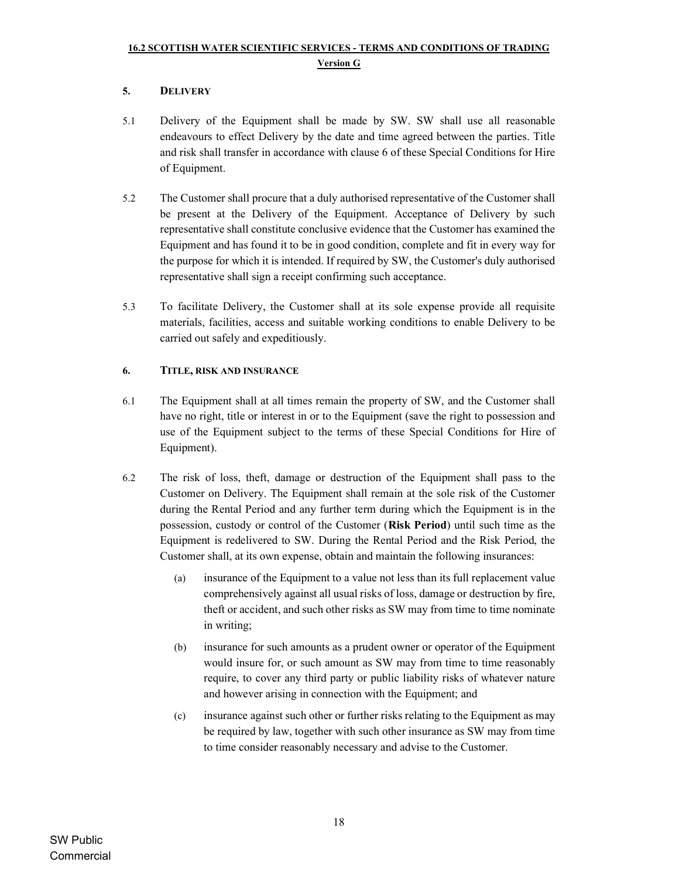## 5. DELIVERY

5.1 Delivery of the Equipment shall be made by SW. SW shall use all reasonable endeavours to effect Delivery by the date and time agreed between the parties. Title and risk shall transfer in accordance with clause 6 of these Special Conditions for Hire of Equipment.

5.2 The Customer shall procure that a duly authorised representative of the Customer shall be present at the Delivery of the Equipment. Acceptance of Delivery by such representative shall constitute conclusive evidence that the Customer has examined the Equipment and has found it to be in good condition, complete and fit in every way for the purpose for which it is intended. If required by SW, the Customer's duly authorised representative shall sign a receipt confirming such acceptance.

5.3 To facilitate Delivery, the Customer shall at its sole expense provide all requisite materials, facilities, access and suitable working conditions to enable Delivery to be carried out safely and expeditiously.

## 6. TITLE, RISK AND INSURANCE

6.1 The Equipment shall at all times remain the property of SW, and the Customer shall have no right, title or interest in or to the Equipment (save the right to possession and use of the Equipment subject to the terms of these Special Conditions for Hire of Equipment).

6.2 The risk of loss, theft, damage or destruction of the Equipment shall pass to the Customer on Delivery. The Equipment shall remain at the sole risk of the Customer during the Rental Period and any further term during which the Equipment is in the possession, custody or control of the Customer (**Risk Period**) until such time as the Equipment is redelivered to SW. During the Rental Period and the Risk Period, the Customer shall, at its own expense, obtain and maintain the following insurances:

(a) insurance of the Equipment to a value not less than its full replacement value comprehensively against all usual risks of loss, damage or destruction by fire, theft or accident, and such other risks as SW may from time to time nominate in writing;

(b) insurance for such amounts as a prudent owner or operator of the Equipment would insure for, or such amount as SW may from time to time reasonably require, to cover any third party or public liability risks of whatever nature and however arising in connection with the Equipment; and

(c) insurance against such other or further risks relating to the Equipment as may be required by law, together with such other insurance as SW may from time to time consider reasonably necessary and advise to the Customer.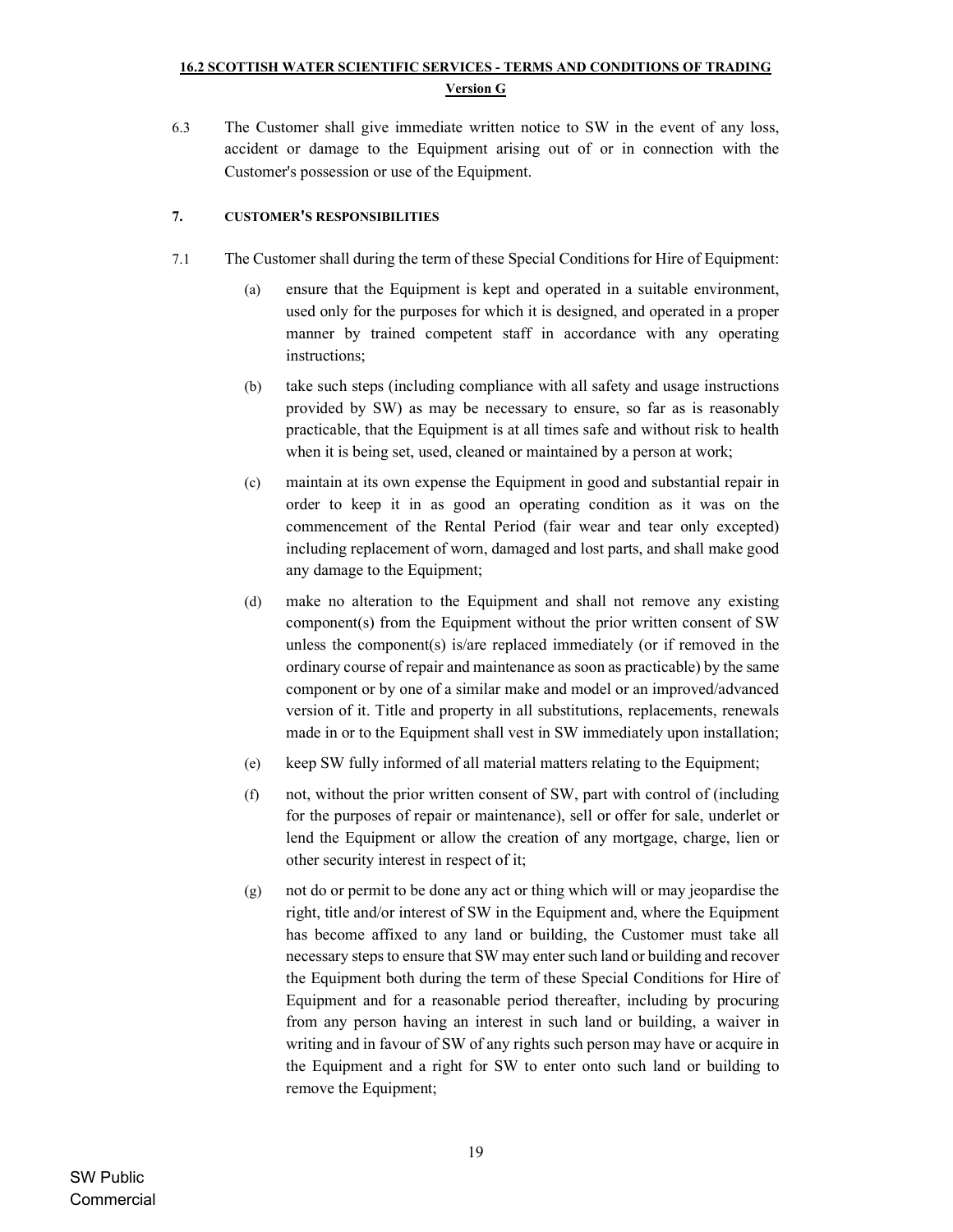6.3 The Customer shall give immediate written notice to SW in the event of any loss, accident or damage to the Equipment arising out of or in connection with the Customer's possession or use of the Equipment.

**7. CUSTOMER'S RESPONSIBILITIES**

7.1 The Customer shall during the term of these Special Conditions for Hire of Equipment:

(a) ensure that the Equipment is kept and operated in a suitable environment, used only for the purposes for which it is designed, and operated in a proper manner by trained competent staff in accordance with any operating instructions;

(b) take such steps (including compliance with all safety and usage instructions provided by SW) as may be necessary to ensure, so far as is reasonably practicable, that the Equipment is at all times safe and without risk to health when it is being set, used, cleaned or maintained by a person at work;

(c) maintain at its own expense the Equipment in good and substantial repair in order to keep it in as good an operating condition as it was on the commencement of the Rental Period (fair wear and tear only excepted) including replacement of worn, damaged and lost parts, and shall make good any damage to the Equipment;

(d) make no alteration to the Equipment and shall not remove any existing component(s) from the Equipment without the prior written consent of SW unless the component(s) is/are replaced immediately (or if removed in the ordinary course of repair and maintenance as soon as practicable) by the same component or by one of a similar make and model or an improved/advanced version of it. Title and property in all substitutions, replacements, renewals made in or to the Equipment shall vest in SW immediately upon installation;

(e) keep SW fully informed of all material matters relating to the Equipment;

(f) not, without the prior written consent of SW, part with control of (including for the purposes of repair or maintenance), sell or offer for sale, underlet or lend the Equipment or allow the creation of any mortgage, charge, lien or other security interest in respect of it;

(g) not do or permit to be done any act or thing which will or may jeopardise the right, title and/or interest of SW in the Equipment and, where the Equipment has become affixed to any land or building, the Customer must take all necessary steps to ensure that SW may enter such land or building and recover the Equipment both during the term of these Special Conditions for Hire of Equipment and for a reasonable period thereafter, including by procuring from any person having an interest in such land or building, a waiver in writing and in favour of SW of any rights such person may have or acquire in the Equipment and a right for SW to enter onto such land or building to remove the Equipment;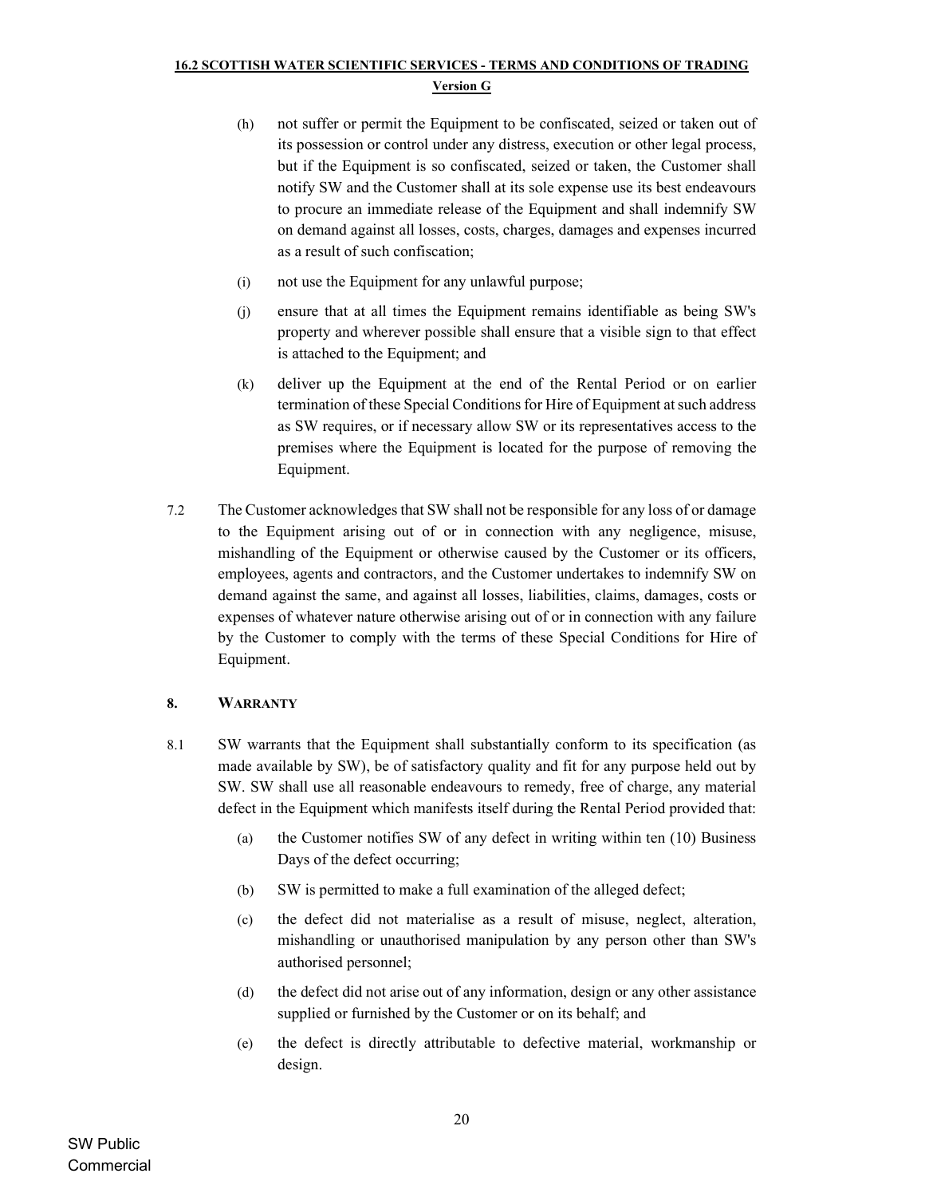(h) not suffer or permit the Equipment to be confiscated, seized or taken out of its possession or control under any distress, execution or other legal process, but if the Equipment is so confiscated, seized or taken, the Customer shall notify SW and the Customer shall at its sole expense use its best endeavours to procure an immediate release of the Equipment and shall indemnify SW on demand against all losses, costs, charges, damages and expenses incurred as a result of such confiscation;

(i) not use the Equipment for any unlawful purpose;

(j) ensure that at all times the Equipment remains identifiable as being SW's property and wherever possible shall ensure that a visible sign to that effect is attached to the Equipment; and

(k) deliver up the Equipment at the end of the Rental Period or on earlier termination of these Special Conditions for Hire of Equipment at such address as SW requires, or if necessary allow SW or its representatives access to the premises where the Equipment is located for the purpose of removing the Equipment.

7.2 The Customer acknowledges that SW shall not be responsible for any loss of or damage to the Equipment arising out of or in connection with any negligence, misuse, mishandling of the Equipment or otherwise caused by the Customer or its officers, employees, agents and contractors, and the Customer undertakes to indemnify SW on demand against the same, and against all losses, liabilities, claims, damages, costs or expenses of whatever nature otherwise arising out of or in connection with any failure by the Customer to comply with the terms of these Special Conditions for Hire of Equipment.

## 8. WARRANTY

8.1 SW warrants that the Equipment shall substantially conform to its specification (as made available by SW), be of satisfactory quality and fit for any purpose held out by SW. SW shall use all reasonable endeavours to remedy, free of charge, any material defect in the Equipment which manifests itself during the Rental Period provided that:

(a) the Customer notifies SW of any defect in writing within ten (10) Business Days of the defect occurring;

(b) SW is permitted to make a full examination of the alleged defect;

(c) the defect did not materialise as a result of misuse, neglect, alteration, mishandling or unauthorised manipulation by any person other than SW's authorised personnel;

(d) the defect did not arise out of any information, design or any other assistance supplied or furnished by the Customer or on its behalf; and

(e) the defect is directly attributable to defective material, workmanship or design.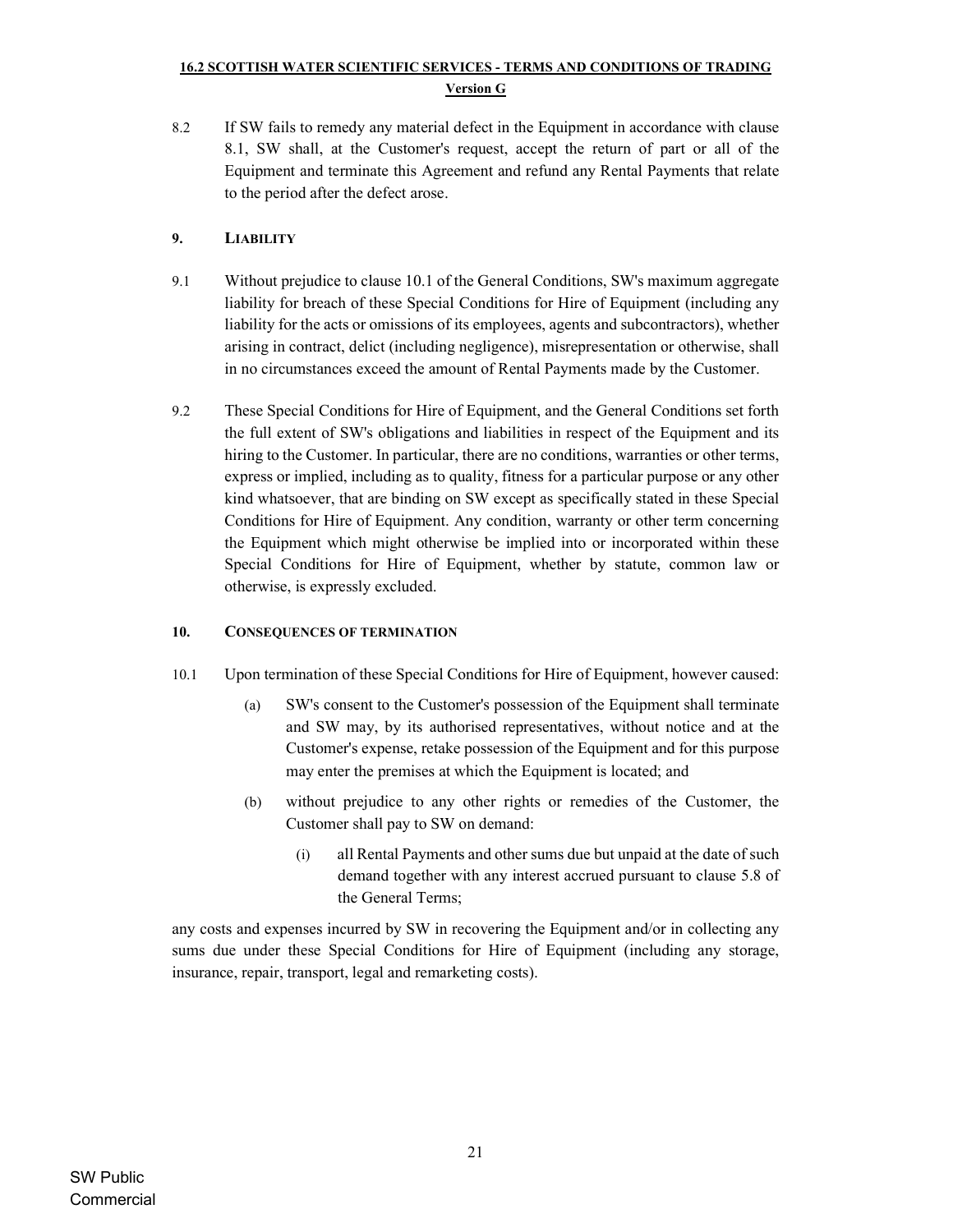8.2 If SW fails to remedy any material defect in the Equipment in accordance with clause 8.1, SW shall, at the Customer's request, accept the return of part or all of the Equipment and terminate this Agreement and refund any Rental Payments that relate to the period after the defect arose.

## 9. LIABILITY

9.1 Without prejudice to clause 10.1 of the General Conditions, SW's maximum aggregate liability for breach of these Special Conditions for Hire of Equipment (including any liability for the acts or omissions of its employees, agents and subcontractors), whether arising in contract, delict (including negligence), misrepresentation or otherwise, shall in no circumstances exceed the amount of Rental Payments made by the Customer.

9.2 These Special Conditions for Hire of Equipment, and the General Conditions set forth the full extent of SW's obligations and liabilities in respect of the Equipment and its hiring to the Customer. In particular, there are no conditions, warranties or other terms, express or implied, including as to quality, fitness for a particular purpose or any other kind whatsoever, that are binding on SW except as specifically stated in these Special Conditions for Hire of Equipment. Any condition, warranty or other term concerning the Equipment which might otherwise be implied into or incorporated within these Special Conditions for Hire of Equipment, whether by statute, common law or otherwise, is expressly excluded.

## 10. CONSEQUENCES OF TERMINATION

10.1 Upon termination of these Special Conditions for Hire of Equipment, however caused:

(a) SW's consent to the Customer's possession of the Equipment shall terminate and SW may, by its authorised representatives, without notice and at the Customer's expense, retake possession of the Equipment and for this purpose may enter the premises at which the Equipment is located; and

(b) without prejudice to any other rights or remedies of the Customer, the Customer shall pay to SW on demand:

(i) all Rental Payments and other sums due but unpaid at the date of such demand together with any interest accrued pursuant to clause 5.8 of the General Terms;

any costs and expenses incurred by SW in recovering the Equipment and/or in collecting any sums due under these Special Conditions for Hire of Equipment (including any storage, insurance, repair, transport, legal and remarketing costs).